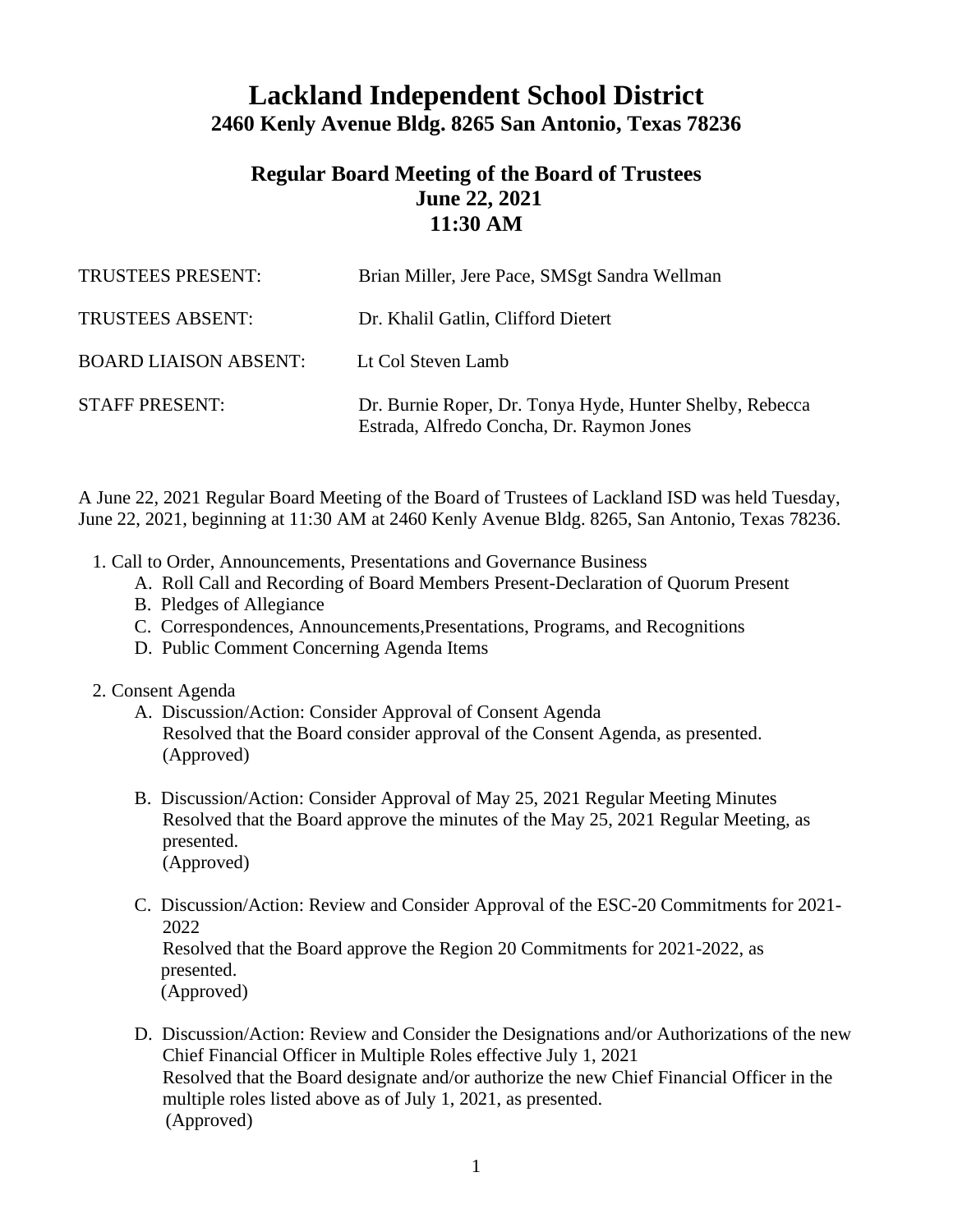# Lackland Independent School District

## 2460 Kenly Avenue Bldg. 8265 San Antonio, Texas 78236

## Regular Board Meeting of the Board of Trustees
## June 22, 2021
## 11:30 AM

| | |
|---|---|
| TRUSTEES PRESENT: | Brian Miller, Jere Pace, SMSgt Sandra Wellman |
| TRUSTEES ABSENT: | Dr. Khalil Gatlin, Clifford Dietert |
| BOARD LIAISON ABSENT: | Lt Col Steven Lamb |
| STAFF PRESENT: | Dr. Burnie Roper, Dr. Tonya Hyde, Hunter Shelby, Rebecca Estrada, Alfredo Concha, Dr. Raymon Jones |

A June 22, 2021 Regular Board Meeting of the Board of Trustees of Lackland ISD was held Tuesday, June 22, 2021, beginning at 11:30 AM at 2460 Kenly Avenue Bldg. 8265, San Antonio, Texas 78236.

1. Call to Order, Announcements, Presentations and Governance Business
   - A. Roll Call and Recording of Board Members Present-Declaration of Quorum Present
   - B. Pledges of Allegiance
   - C. Correspondences, Announcements,Presentations, Programs, and Recognitions
   - D. Public Comment Concerning Agenda Items

2. Consent Agenda
   - A. Discussion/Action: Consider Approval of Consent Agenda
     Resolved that the Board consider approval of the Consent Agenda, as presented.
     (Approved)

   - B. Discussion/Action: Consider Approval of May 25, 2021 Regular Meeting Minutes
     Resolved that the Board approve the minutes of the May 25, 2021 Regular Meeting, as presented.
     (Approved)

   - C. Discussion/Action: Review and Consider Approval of the ESC-20 Commitments for 2021-2022
     Resolved that the Board approve the Region 20 Commitments for 2021-2022, as presented.
     (Approved)

   - D. Discussion/Action: Review and Consider the Designations and/or Authorizations of the new Chief Financial Officer in Multiple Roles effective July 1, 2021
     Resolved that the Board designate and/or authorize the new Chief Financial Officer in the multiple roles listed above as of July 1, 2021, as presented.
     (Approved)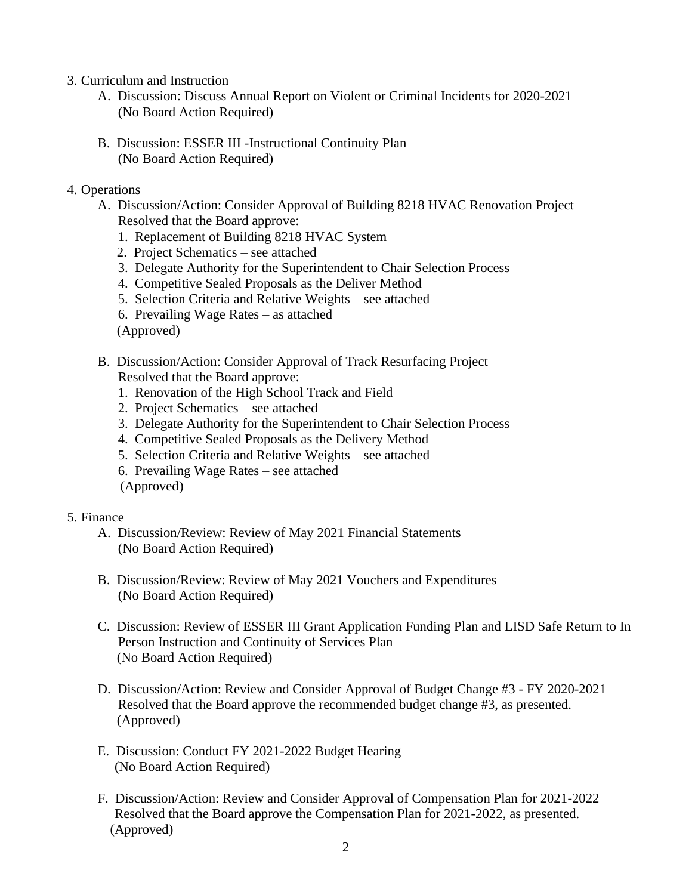3. Curriculum and Instruction
   - A. Discussion: Discuss Annual Report on Violent or Criminal Incidents for 2020-2021
     (No Board Action Required)

   - B. Discussion: ESSER III -Instructional Continuity Plan
     (No Board Action Required)

4. Operations
   - A. Discussion/Action: Consider Approval of Building 8218 HVAC Renovation Project
     Resolved that the Board approve:
     1. Replacement of Building 8218 HVAC System
     2. Project Schematics – see attached
     3. Delegate Authority for the Superintendent to Chair Selection Process
     4. Competitive Sealed Proposals as the Deliver Method
     5. Selection Criteria and Relative Weights – see attached
     6. Prevailing Wage Rates – as attached

     (Approved)

   - B. Discussion/Action: Consider Approval of Track Resurfacing Project
     Resolved that the Board approve:
     1. Renovation of the High School Track and Field
     2. Project Schematics – see attached
     3. Delegate Authority for the Superintendent to Chair Selection Process
     4. Competitive Sealed Proposals as the Delivery Method
     5. Selection Criteria and Relative Weights – see attached
     6. Prevailing Wage Rates – see attached

     (Approved)

5. Finance
   - A. Discussion/Review: Review of May 2021 Financial Statements
     (No Board Action Required)

   - B. Discussion/Review: Review of May 2021 Vouchers and Expenditures
     (No Board Action Required)

   - C. Discussion: Review of ESSER III Grant Application Funding Plan and LISD Safe Return to In Person Instruction and Continuity of Services Plan
     (No Board Action Required)

   - D. Discussion/Action: Review and Consider Approval of Budget Change #3 - FY 2020-2021
     Resolved that the Board approve the recommended budget change #3, as presented.
     (Approved)

   - E. Discussion: Conduct FY 2021-2022 Budget Hearing
     (No Board Action Required)

   - F. Discussion/Action: Review and Consider Approval of Compensation Plan for 2021-2022
     Resolved that the Board approve the Compensation Plan for 2021-2022, as presented.
     (Approved)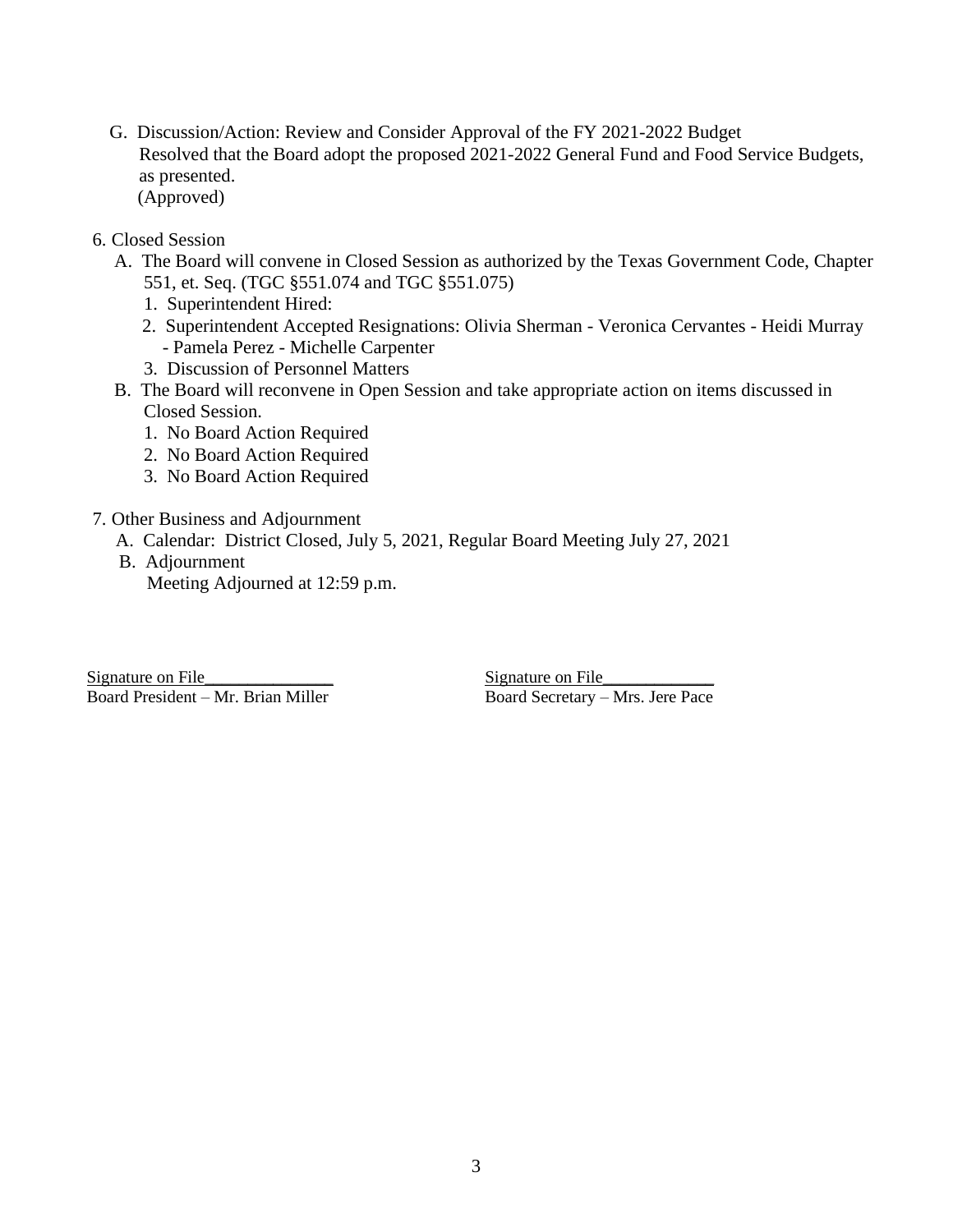G. Discussion/Action: Review and Consider Approval of the FY 2021-2022 Budget
   Resolved that the Board adopt the proposed 2021-2022 General Fund and Food Service Budgets, as presented.
   (Approved)

6. Closed Session
   A. The Board will convene in Closed Session as authorized by the Texas Government Code, Chapter 551, et. Seq. (TGC §551.074 and TGC §551.075)
      1. Superintendent Hired:
      2. Superintendent Accepted Resignations: Olivia Sherman - Veronica Cervantes - Heidi Murray - Pamela Perez - Michelle Carpenter
      3. Discussion of Personnel Matters
   B. The Board will reconvene in Open Session and take appropriate action on items discussed in Closed Session.
      1. No Board Action Required
      2. No Board Action Required
      3. No Board Action Required

7. Other Business and Adjournment
   A. Calendar: District Closed, July 5, 2021, Regular Board Meeting July 27, 2021
   B. Adjournment
      Meeting Adjourned at 12:59 p.m.

Signature on File_______________
Board President – Mr. Brian Miller

Signature on File_____________
Board Secretary – Mrs. Jere Pace